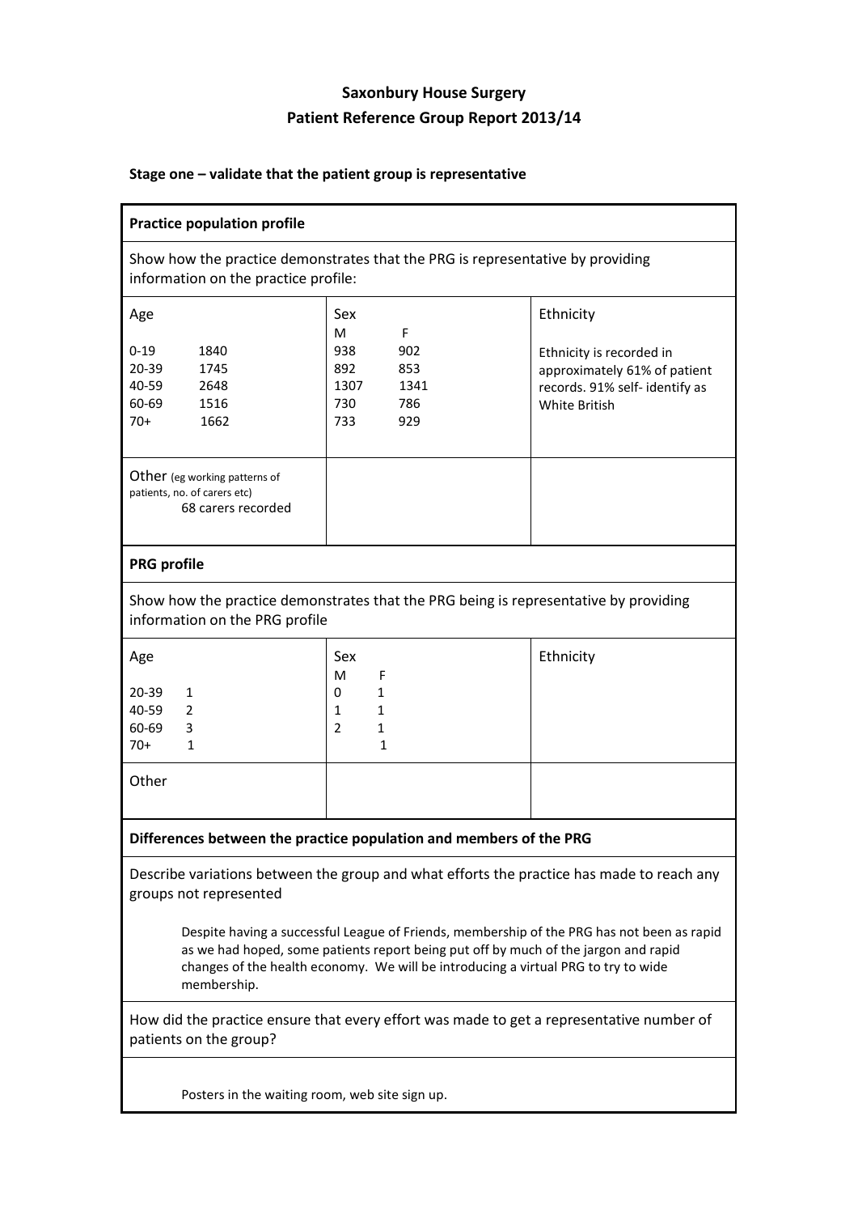# Saxonbury House Surgery

# Patient Reference Group Report 2013/14

**Stage one – validate that the patient group is representative**

**Practice population profile**

Show how the practice demonstrates that the PRG is representative by providing information on the practice profile:

| Age | | Sex | | Ethnicity |
|---|---|---|---|---|
| | | M | F | |
| 0-19 | 1840 | 938 | 902 | Ethnicity is recorded in approximately 61% of patient records. 91% self- identify as White British |
| 20-39 | 1745 | 892 | 853 | |
| 40-59 | 2648 | 1307 | 1341 | |
| 60-69 | 1516 | 730 | 786 | |
| 70+ | 1662 | 733 | 929 | |

Other (eg working patterns of patients, no. of carers etc)
68 carers recorded

**PRG profile**

Show how the practice demonstrates that the PRG being is representative by providing information on the PRG profile

| Age | | Sex | | Ethnicity |
|---|---|---|---|---|
| | | M | F | |
| 20-39 | 1 | 0 | 1 | |
| 40-59 | 2 | 1 | 1 | |
| 60-69 | 3 | 2 | 1 | |
| 70+ | 1 | | 1 | |

Other

**Differences between the practice population and members of the PRG**

Describe variations between the group and what efforts the practice has made to reach any groups not represented

Despite having a successful League of Friends, membership of the PRG has not been as rapid as we had hoped, some patients report being put off by much of the jargon and rapid changes of the health economy. We will be introducing a virtual PRG to try to wide membership.

How did the practice ensure that every effort was made to get a representative number of patients on the group?

Posters in the waiting room, web site sign up.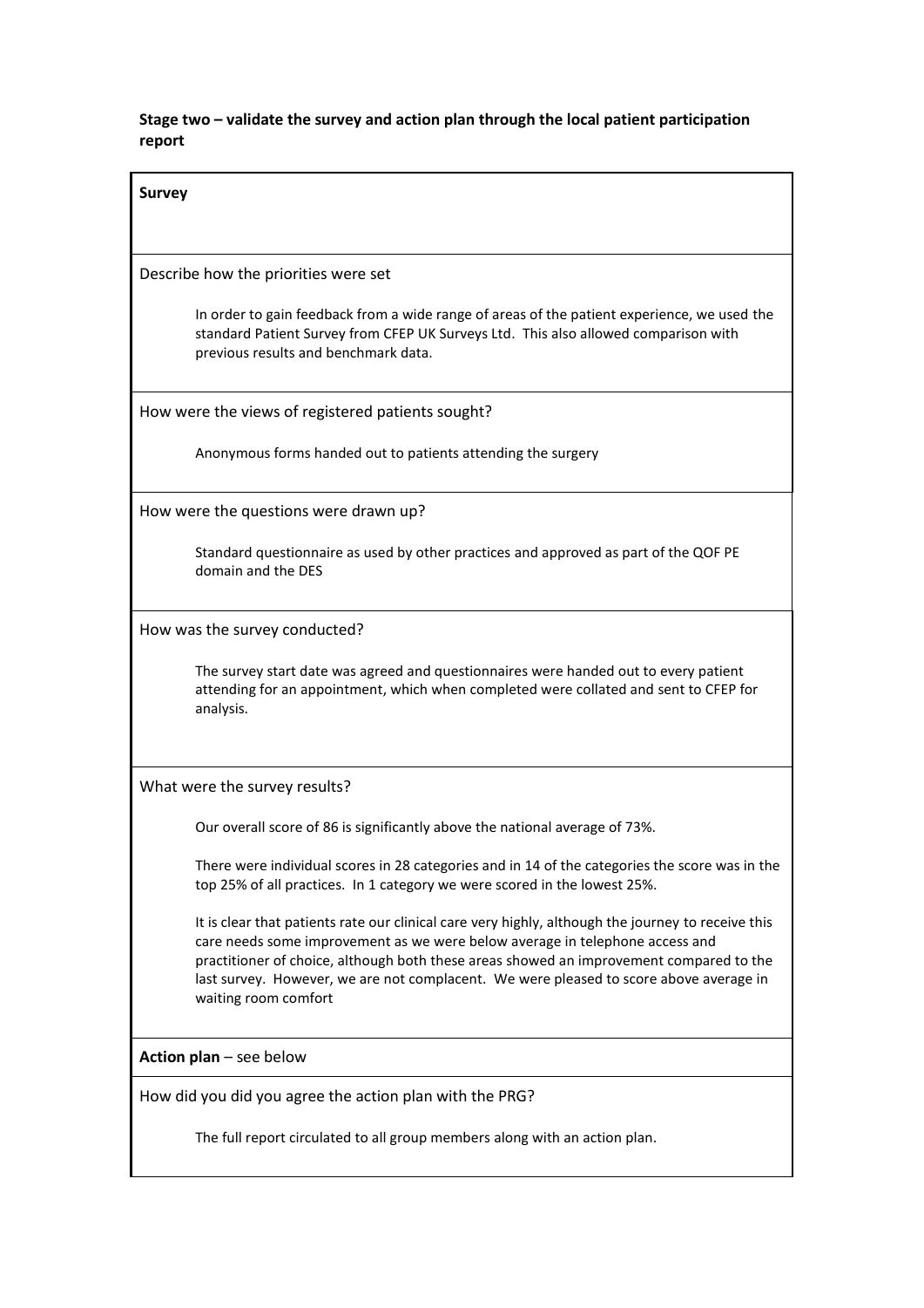**Stage two – validate the survey and action plan through the local patient participation report**

**Survey**

Describe how the priorities were set

In order to gain feedback from a wide range of areas of the patient experience, we used the standard Patient Survey from CFEP UK Surveys Ltd. This also allowed comparison with previous results and benchmark data.

How were the views of registered patients sought?

Anonymous forms handed out to patients attending the surgery

How were the questions were drawn up?

Standard questionnaire as used by other practices and approved as part of the QOF PE domain and the DES

How was the survey conducted?

The survey start date was agreed and questionnaires were handed out to every patient attending for an appointment, which when completed were collated and sent to CFEP for analysis.

What were the survey results?

Our overall score of 86 is significantly above the national average of 73%.

There were individual scores in 28 categories and in 14 of the categories the score was in the top 25% of all practices. In 1 category we were scored in the lowest 25%.

It is clear that patients rate our clinical care very highly, although the journey to receive this care needs some improvement as we were below average in telephone access and practitioner of choice, although both these areas showed an improvement compared to the last survey. However, we are not complacent. We were pleased to score above average in waiting room comfort

**Action plan** – see below

How did you did you agree the action plan with the PRG?

The full report circulated to all group members along with an action plan.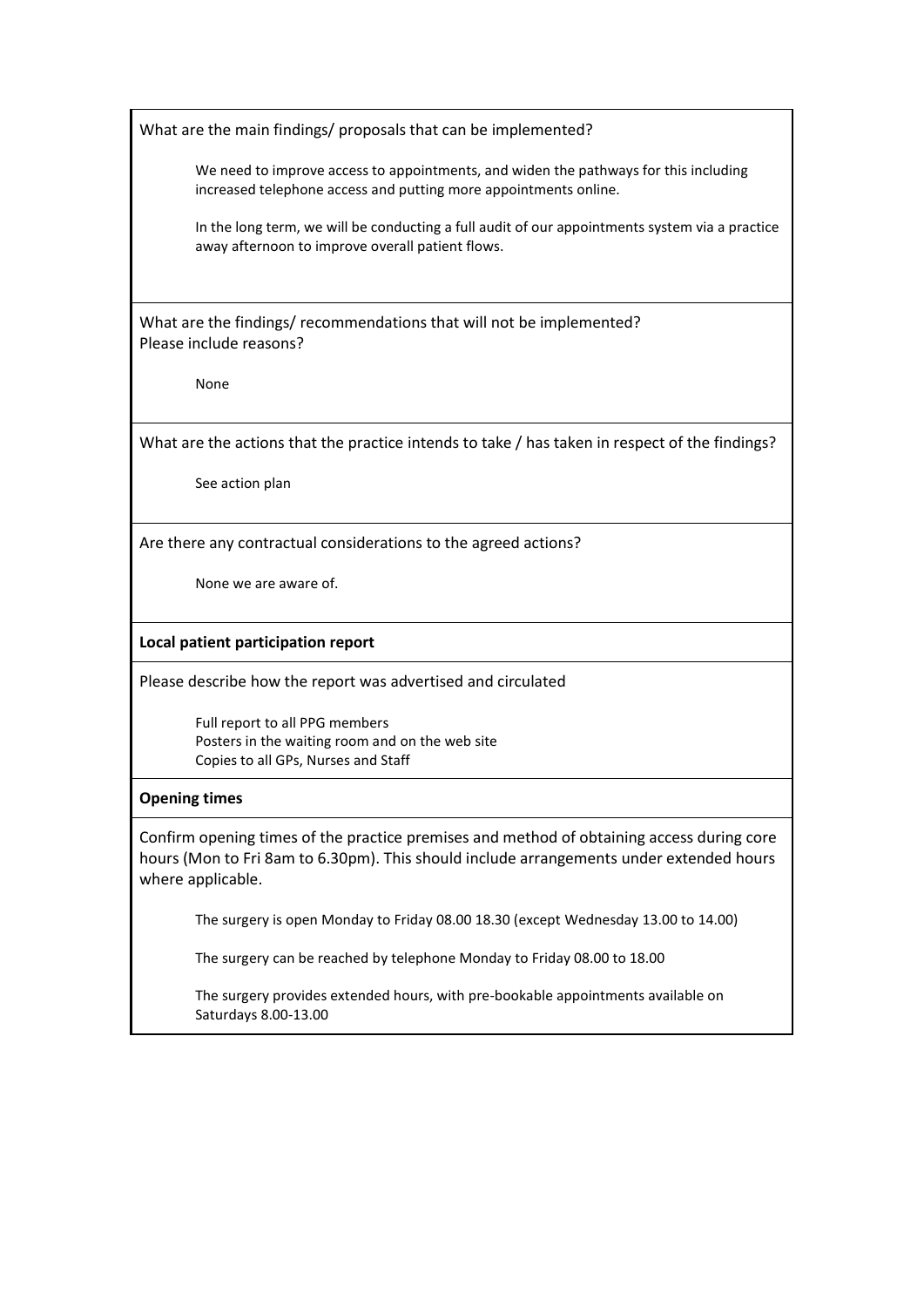What are the main findings/ proposals that can be implemented?

We need to improve access to appointments, and widen the pathways for this including increased telephone access and putting more appointments online.

In the long term, we will be conducting a full audit of our appointments system via a practice away afternoon to improve overall patient flows.

What are the findings/ recommendations that will not be implemented?
Please include reasons?

None

What are the actions that the practice intends to take / has taken in respect of the findings?

See action plan

Are there any contractual considerations to the agreed actions?

None we are aware of.

**Local patient participation report**

Please describe how the report was advertised and circulated

Full report to all PPG members
Posters in the waiting room and on the web site
Copies to all GPs, Nurses and Staff

**Opening times**

Confirm opening times of the practice premises and method of obtaining access during core hours (Mon to Fri 8am to 6.30pm). This should include arrangements under extended hours where applicable.

The surgery is open Monday to Friday 08.00 18.30 (except Wednesday 13.00 to 14.00)

The surgery can be reached by telephone Monday to Friday 08.00 to 18.00

The surgery provides extended hours, with pre-bookable appointments available on Saturdays 8.00-13.00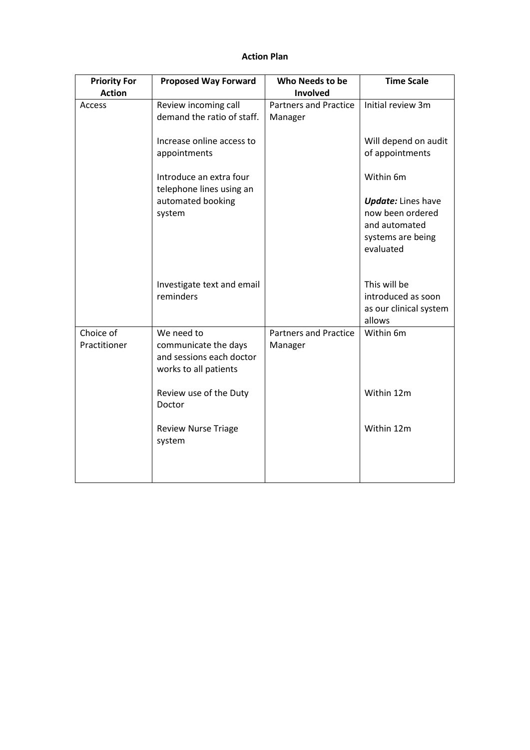**Action Plan**

| Priority For Action | Proposed Way Forward | Who Needs to be Involved | Time Scale |
|---|---|---|---|
| Access | Review incoming call demand the ratio of staff. | Partners and Practice Manager | Initial review 3m |
| | Increase online access to appointments | | Will depend on audit of appointments |
| | Introduce an extra four telephone lines using an automated booking system | | Within 6m<br><br>***Update:*** Lines have now been ordered and automated systems are being evaluated |
| | Investigate text and email reminders | | This will be introduced as soon as our clinical system allows |
| Choice of Practitioner | We need to communicate the days and sessions each doctor works to all patients | Partners and Practice Manager | Within 6m |
| | Review use of the Duty Doctor | | Within 12m |
| | Review Nurse Triage system | | Within 12m |